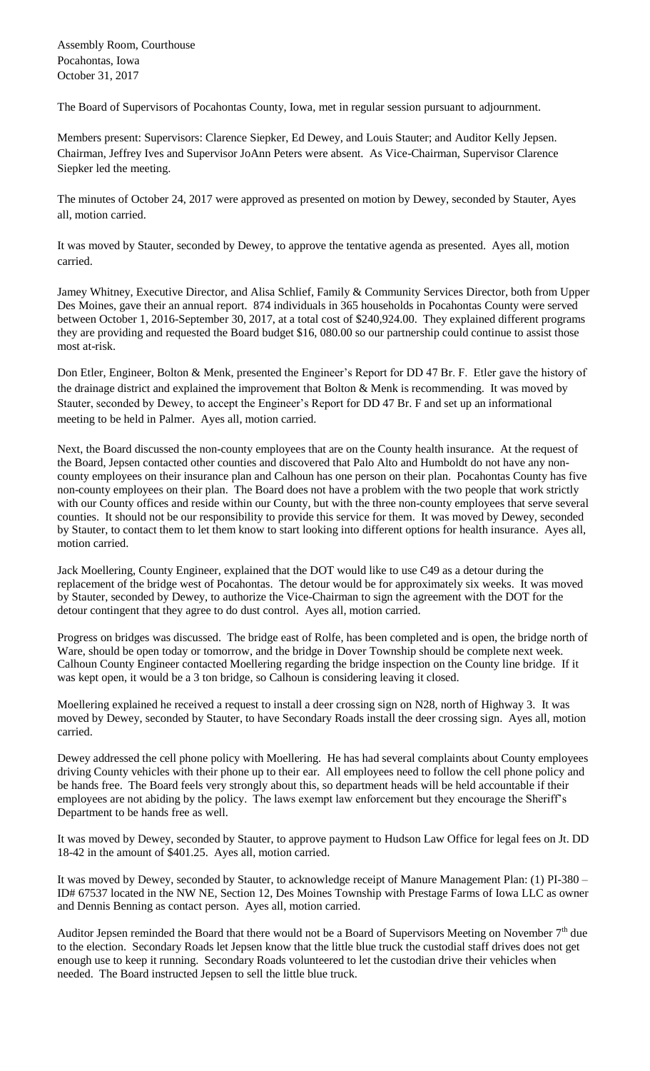Assembly Room, Courthouse
Pocahontas, Iowa
October 31, 2017

The Board of Supervisors of Pocahontas County, Iowa, met in regular session pursuant to adjournment.

Members present: Supervisors: Clarence Siepker, Ed Dewey, and Louis Stauter; and Auditor Kelly Jepsen. Chairman, Jeffrey Ives and Supervisor JoAnn Peters were absent. As Vice-Chairman, Supervisor Clarence Siepker led the meeting.

The minutes of October 24, 2017 were approved as presented on motion by Dewey, seconded by Stauter, Ayes all, motion carried.

It was moved by Stauter, seconded by Dewey, to approve the tentative agenda as presented. Ayes all, motion carried.

Jamey Whitney, Executive Director, and Alisa Schlief, Family & Community Services Director, both from Upper Des Moines, gave their an annual report. 874 individuals in 365 households in Pocahontas County were served between October 1, 2016-September 30, 2017, at a total cost of $240,924.00. They explained different programs they are providing and requested the Board budget $16, 080.00 so our partnership could continue to assist those most at-risk.

Don Etler, Engineer, Bolton & Menk, presented the Engineer's Report for DD 47 Br. F. Etler gave the history of the drainage district and explained the improvement that Bolton & Menk is recommending. It was moved by Stauter, seconded by Dewey, to accept the Engineer's Report for DD 47 Br. F and set up an informational meeting to be held in Palmer. Ayes all, motion carried.

Next, the Board discussed the non-county employees that are on the County health insurance. At the request of the Board, Jepsen contacted other counties and discovered that Palo Alto and Humboldt do not have any non-county employees on their insurance plan and Calhoun has one person on their plan. Pocahontas County has five non-county employees on their plan. The Board does not have a problem with the two people that work strictly with our County offices and reside within our County, but with the three non-county employees that serve several counties. It should not be our responsibility to provide this service for them. It was moved by Dewey, seconded by Stauter, to contact them to let them know to start looking into different options for health insurance. Ayes all, motion carried.

Jack Moellering, County Engineer, explained that the DOT would like to use C49 as a detour during the replacement of the bridge west of Pocahontas. The detour would be for approximately six weeks. It was moved by Stauter, seconded by Dewey, to authorize the Vice-Chairman to sign the agreement with the DOT for the detour contingent that they agree to do dust control. Ayes all, motion carried.

Progress on bridges was discussed. The bridge east of Rolfe, has been completed and is open, the bridge north of Ware, should be open today or tomorrow, and the bridge in Dover Township should be complete next week. Calhoun County Engineer contacted Moellering regarding the bridge inspection on the County line bridge. If it was kept open, it would be a 3 ton bridge, so Calhoun is considering leaving it closed.

Moellering explained he received a request to install a deer crossing sign on N28, north of Highway 3. It was moved by Dewey, seconded by Stauter, to have Secondary Roads install the deer crossing sign. Ayes all, motion carried.

Dewey addressed the cell phone policy with Moellering. He has had several complaints about County employees driving County vehicles with their phone up to their ear. All employees need to follow the cell phone policy and be hands free. The Board feels very strongly about this, so department heads will be held accountable if their employees are not abiding by the policy. The laws exempt law enforcement but they encourage the Sheriff's Department to be hands free as well.

It was moved by Dewey, seconded by Stauter, to approve payment to Hudson Law Office for legal fees on Jt. DD 18-42 in the amount of $401.25. Ayes all, motion carried.

It was moved by Dewey, seconded by Stauter, to acknowledge receipt of Manure Management Plan: (1) PI-380 – ID# 67537 located in the NW NE, Section 12, Des Moines Township with Prestage Farms of Iowa LLC as owner and Dennis Benning as contact person. Ayes all, motion carried.

Auditor Jepsen reminded the Board that there would not be a Board of Supervisors Meeting on November 7th due to the election. Secondary Roads let Jepsen know that the little blue truck the custodial staff drives does not get enough use to keep it running. Secondary Roads volunteered to let the custodian drive their vehicles when needed. The Board instructed Jepsen to sell the little blue truck.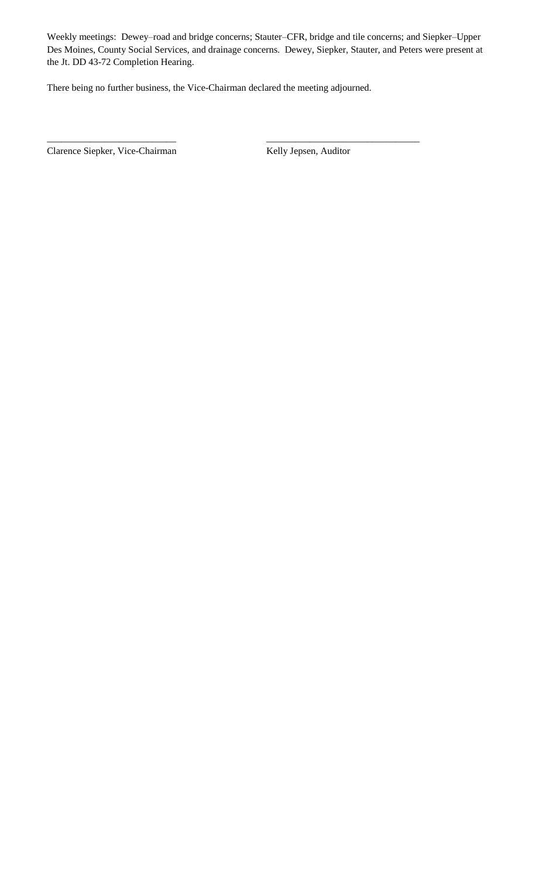Weekly meetings: Dewey–road and bridge concerns; Stauter–CFR, bridge and tile concerns; and Siepker–Upper Des Moines, County Social Services, and drainage concerns. Dewey, Siepker, Stauter, and Peters were present at the Jt. DD 43-72 Completion Hearing.

There being no further business, the Vice-Chairman declared the meeting adjourned.

___________________________ ________________________________

Clarence Siepker, Vice-Chairman Kelly Jepsen, Auditor